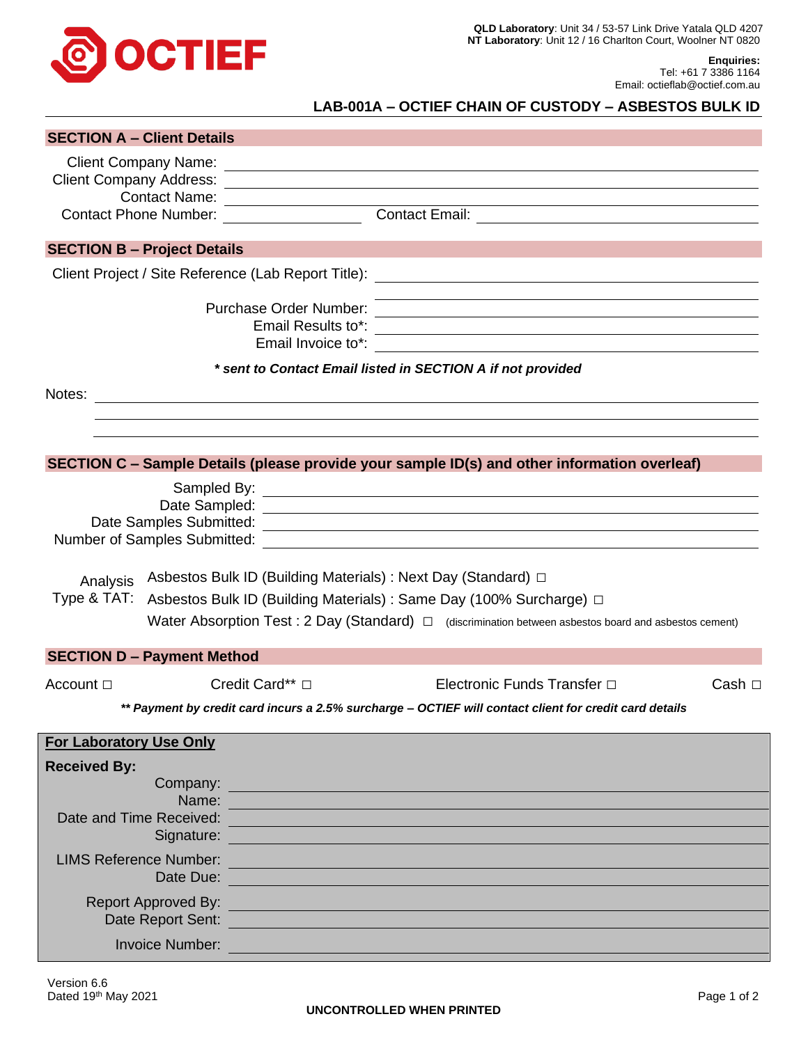OCTIEF

**QLD Laboratory**: Unit 34 / 53-57 Link Drive Yatala QLD 4207
**NT Laboratory**: Unit 12 / 16 Charlton Court, Woolner NT 0820

**Enquiries:**
Tel: +61 7 3386 1164
Email: octieflab@octief.com.au

# LAB-001A – OCTIEF CHAIN OF CUSTODY – ASBESTOS BULK ID

## SECTION A – Client Details

Client Company Name: ____________________

Client Company Address: ____________________

Contact Name: ____________________

Contact Phone Number: ____________________ Contact Email: ____________________

## SECTION B – Project Details

Client Project / Site Reference (Lab Report Title): ____________________

Purchase Order Number: ____________________

Email Results to*: ____________________

Email Invoice to*: ____________________

***\* sent to Contact Email listed in SECTION A if not provided***

Notes: ____________________

## SECTION C – Sample Details (please provide your sample ID(s) and other information overleaf)

Sampled By: ____________________

Date Sampled: ____________________

Date Samples Submitted: ____________________

Number of Samples Submitted: ____________________

Analysis Type & TAT:

- Asbestos Bulk ID (Building Materials) : Next Day (Standard) □
- Asbestos Bulk ID (Building Materials) : Same Day (100% Surcharge) □
- Water Absorption Test : 2 Day (Standard) □ (discrimination between asbestos board and asbestos cement)

## SECTION D – Payment Method

Account □ Credit Card** □ Electronic Funds Transfer □ Cash □

***\*\* Payment by credit card incurs a 2.5% surcharge – OCTIEF will contact client for credit card details***

**For Laboratory Use Only**

**Received By:**

Company: ____________________

Name: ____________________

Date and Time Received: ____________________

Signature: ____________________

LIMS Reference Number: ____________________

Date Due: ____________________

Report Approved By: ____________________

Date Report Sent: ____________________

Invoice Number: ____________________

Version 6.6
Dated 19th May 2021

**UNCONTROLLED WHEN PRINTED**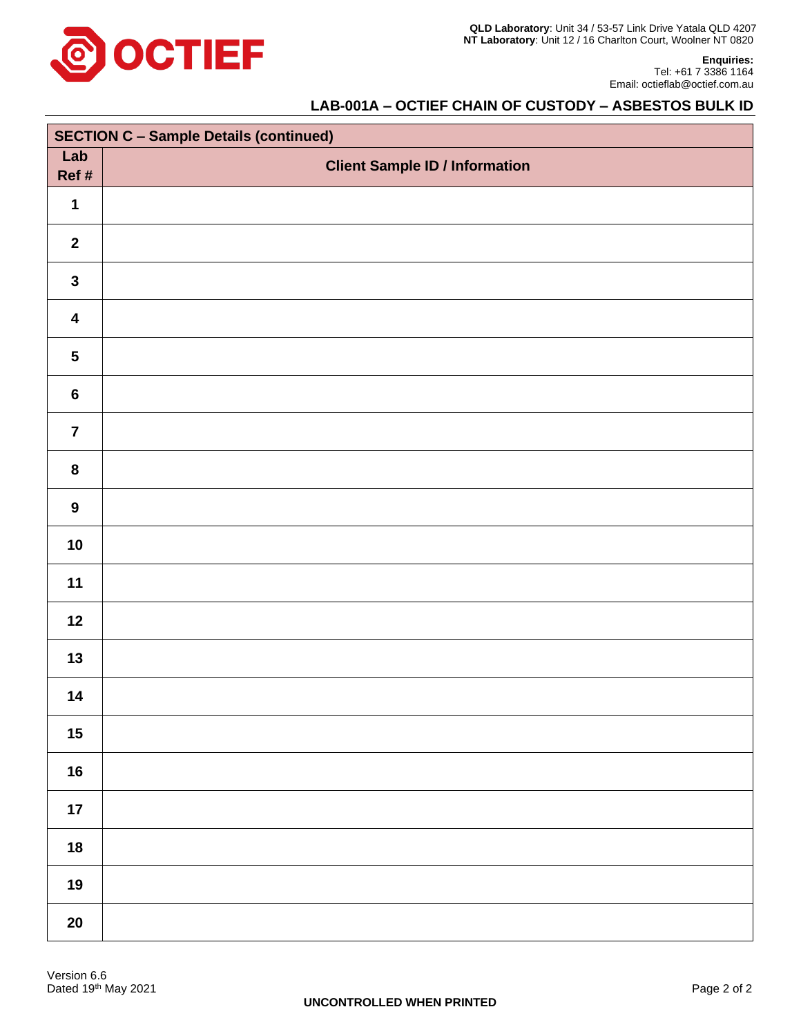**QLD Laboratory**: Unit 34 / 53-57 Link Drive Yatala QLD 4207
**NT Laboratory**: Unit 12 / 16 Charlton Court, Woolner NT 0820

**Enquiries:**
Tel: +61 7 3386 1164
Email: octieflab@octief.com.au

## LAB-001A – OCTIEF CHAIN OF CUSTODY – ASBESTOS BULK ID

| SECTION C – Sample Details (continued) | |
|---|---|
| **Lab Ref #** | **Client Sample ID / Information** |
| **1** | |
| **2** | |
| **3** | |
| **4** | |
| **5** | |
| **6** | |
| **7** | |
| **8** | |
| **9** | |
| **10** | |
| **11** | |
| **12** | |
| **13** | |
| **14** | |
| **15** | |
| **16** | |
| **17** | |
| **18** | |
| **19** | |
| **20** | |

Version 6.6
Dated 19th May 2021

**UNCONTROLLED WHEN PRINTED**